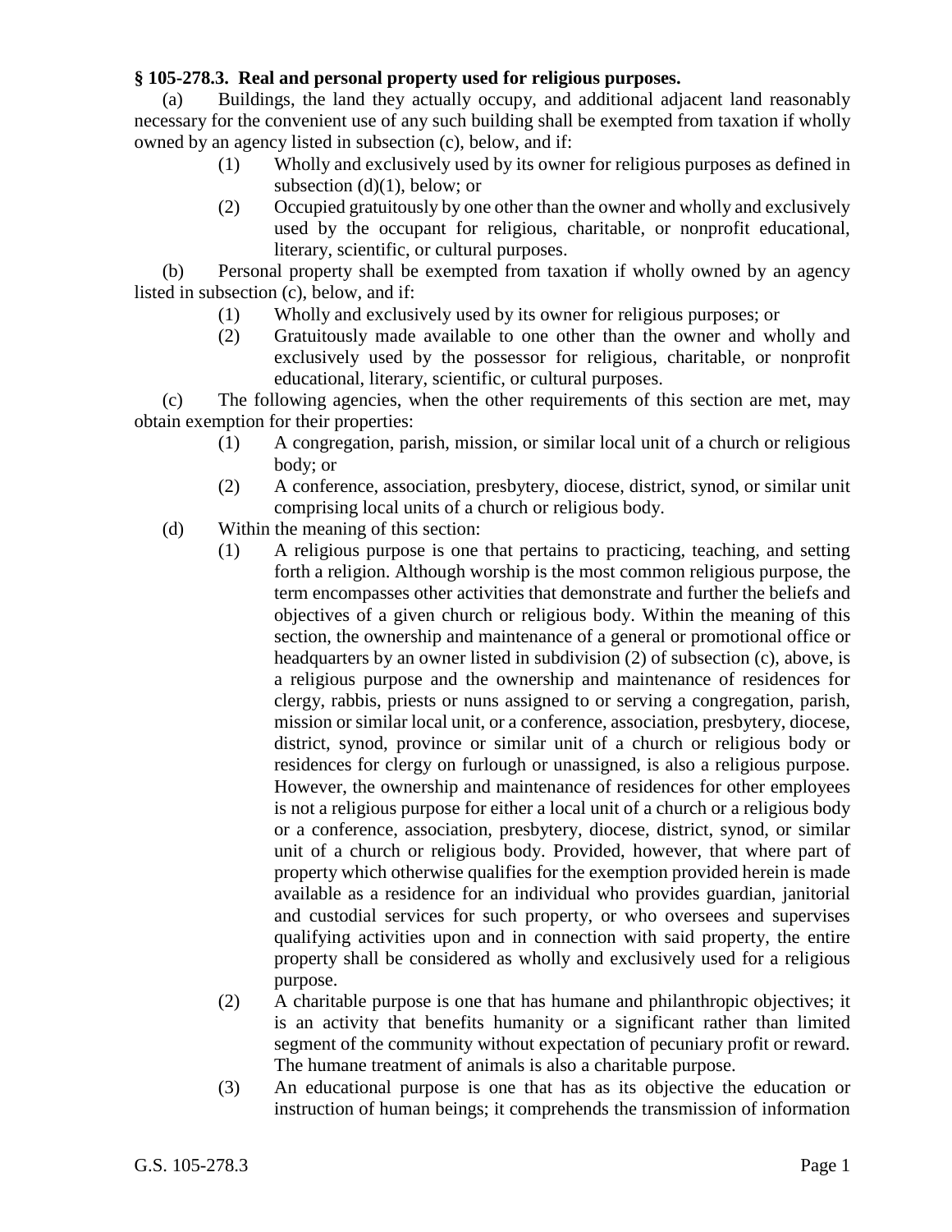**§ 105-278.3. Real and personal property used for religious purposes.**

(a) Buildings, the land they actually occupy, and additional adjacent land reasonably necessary for the convenient use of any such building shall be exempted from taxation if wholly owned by an agency listed in subsection (c), below, and if:

- (1) Wholly and exclusively used by its owner for religious purposes as defined in subsection (d)(1), below; or
- (2) Occupied gratuitously by one other than the owner and wholly and exclusively used by the occupant for religious, charitable, or nonprofit educational, literary, scientific, or cultural purposes.

(b) Personal property shall be exempted from taxation if wholly owned by an agency listed in subsection (c), below, and if:

- (1) Wholly and exclusively used by its owner for religious purposes; or
- (2) Gratuitously made available to one other than the owner and wholly and exclusively used by the possessor for religious, charitable, or nonprofit educational, literary, scientific, or cultural purposes.

(c) The following agencies, when the other requirements of this section are met, may obtain exemption for their properties:

- (1) A congregation, parish, mission, or similar local unit of a church or religious body; or
- (2) A conference, association, presbytery, diocese, district, synod, or similar unit comprising local units of a church or religious body.

(d) Within the meaning of this section:

- (1) A religious purpose is one that pertains to practicing, teaching, and setting forth a religion. Although worship is the most common religious purpose, the term encompasses other activities that demonstrate and further the beliefs and objectives of a given church or religious body. Within the meaning of this section, the ownership and maintenance of a general or promotional office or headquarters by an owner listed in subdivision (2) of subsection (c), above, is a religious purpose and the ownership and maintenance of residences for clergy, rabbis, priests or nuns assigned to or serving a congregation, parish, mission or similar local unit, or a conference, association, presbytery, diocese, district, synod, province or similar unit of a church or religious body or residences for clergy on furlough or unassigned, is also a religious purpose. However, the ownership and maintenance of residences for other employees is not a religious purpose for either a local unit of a church or a religious body or a conference, association, presbytery, diocese, district, synod, or similar unit of a church or religious body. Provided, however, that where part of property which otherwise qualifies for the exemption provided herein is made available as a residence for an individual who provides guardian, janitorial and custodial services for such property, or who oversees and supervises qualifying activities upon and in connection with said property, the entire property shall be considered as wholly and exclusively used for a religious purpose.
- (2) A charitable purpose is one that has humane and philanthropic objectives; it is an activity that benefits humanity or a significant rather than limited segment of the community without expectation of pecuniary profit or reward. The humane treatment of animals is also a charitable purpose.
- (3) An educational purpose is one that has as its objective the education or instruction of human beings; it comprehends the transmission of information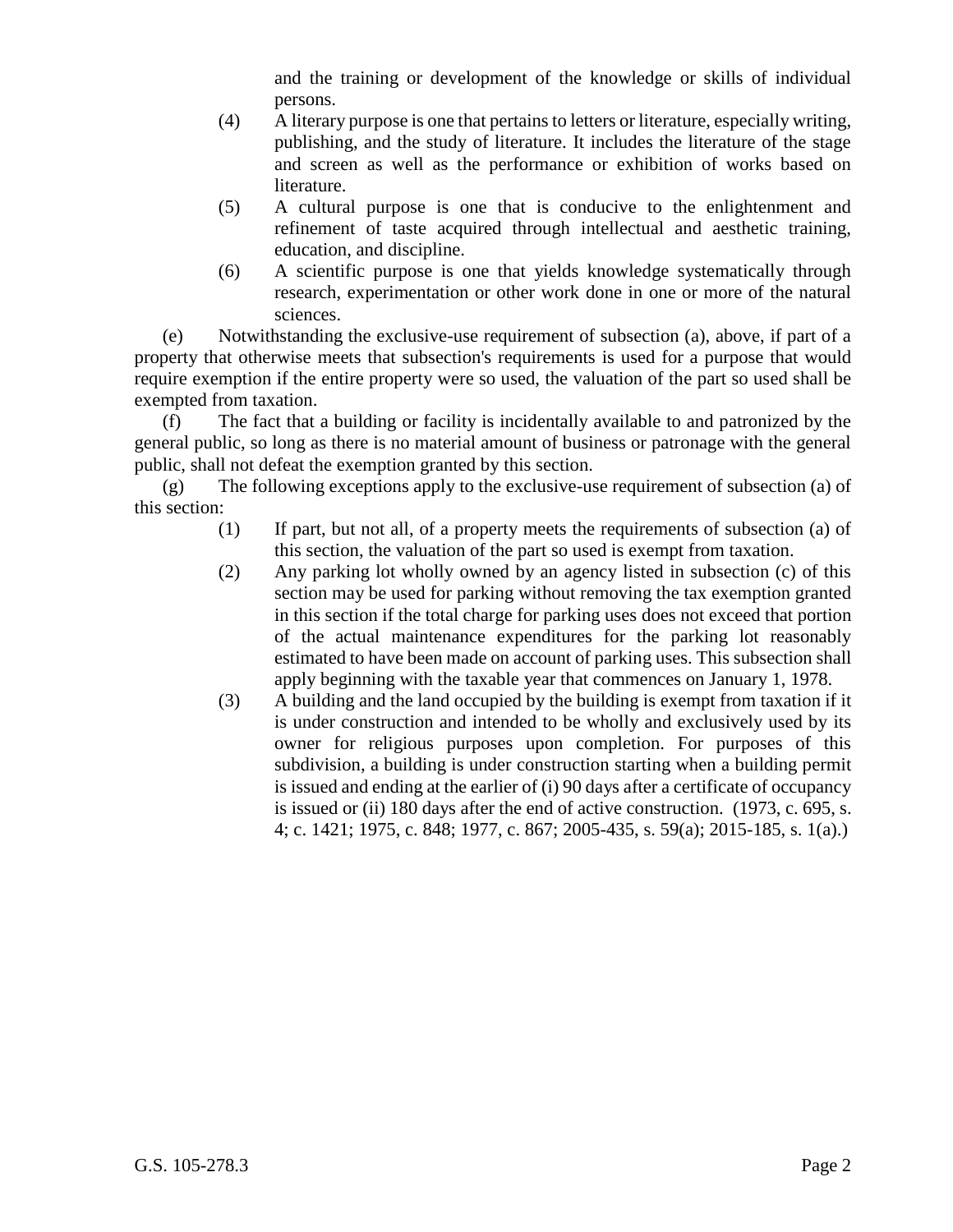and the training or development of the knowledge or skills of individual persons.

(4) A literary purpose is one that pertains to letters or literature, especially writing, publishing, and the study of literature. It includes the literature of the stage and screen as well as the performance or exhibition of works based on literature.

(5) A cultural purpose is one that is conducive to the enlightenment and refinement of taste acquired through intellectual and aesthetic training, education, and discipline.

(6) A scientific purpose is one that yields knowledge systematically through research, experimentation or other work done in one or more of the natural sciences.

(e) Notwithstanding the exclusive-use requirement of subsection (a), above, if part of a property that otherwise meets that subsection's requirements is used for a purpose that would require exemption if the entire property were so used, the valuation of the part so used shall be exempted from taxation.

(f) The fact that a building or facility is incidentally available to and patronized by the general public, so long as there is no material amount of business or patronage with the general public, shall not defeat the exemption granted by this section.

(g) The following exceptions apply to the exclusive-use requirement of subsection (a) of this section:

(1) If part, but not all, of a property meets the requirements of subsection (a) of this section, the valuation of the part so used is exempt from taxation.

(2) Any parking lot wholly owned by an agency listed in subsection (c) of this section may be used for parking without removing the tax exemption granted in this section if the total charge for parking uses does not exceed that portion of the actual maintenance expenditures for the parking lot reasonably estimated to have been made on account of parking uses. This subsection shall apply beginning with the taxable year that commences on January 1, 1978.

(3) A building and the land occupied by the building is exempt from taxation if it is under construction and intended to be wholly and exclusively used by its owner for religious purposes upon completion. For purposes of this subdivision, a building is under construction starting when a building permit is issued and ending at the earlier of (i) 90 days after a certificate of occupancy is issued or (ii) 180 days after the end of active construction. (1973, c. 695, s. 4; c. 1421; 1975, c. 848; 1977, c. 867; 2005-435, s. 59(a); 2015-185, s. 1(a).)